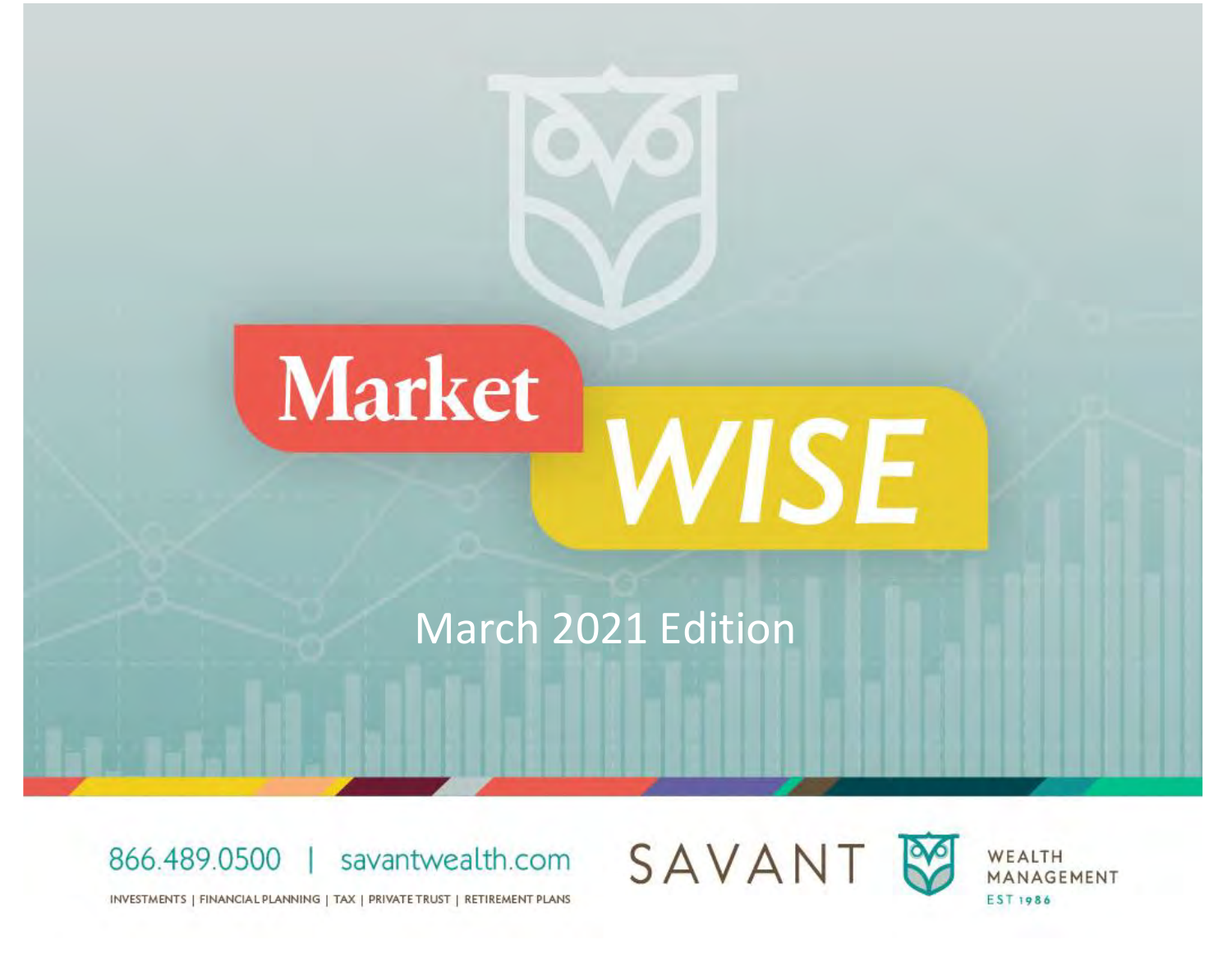# Market WISE

March 2021 Edition

866.489.0500 | savantwealth.com

INVESTMENTS | FINANCIAL PLANNING | TAX | PRIVATE TRUST | RETIREMENT PLANS

SAVANT WEALTH MANAGEMENT EST 1986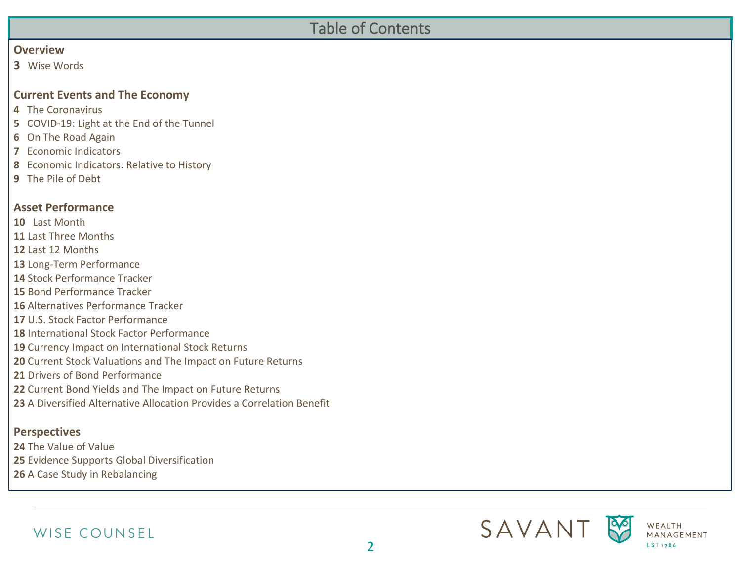# Table of Contents

**Overview**

**3** Wise Words

**Current Events and The Economy**

**4** The Coronavirus
**5** COVID-19: Light at the End of the Tunnel
**6** On The Road Again
**7** Economic Indicators
**8** Economic Indicators: Relative to History
**9** The Pile of Debt

**Asset Performance**

**10** Last Month
**11** Last Three Months
**12** Last 12 Months
**13** Long-Term Performance
**14** Stock Performance Tracker
**15** Bond Performance Tracker
**16** Alternatives Performance Tracker
**17** U.S. Stock Factor Performance
**18** International Stock Factor Performance
**19** Currency Impact on International Stock Returns
**20** Current Stock Valuations and The Impact on Future Returns
**21** Drivers of Bond Performance
**22** Current Bond Yields and The Impact on Future Returns
**23** A Diversified Alternative Allocation Provides a Correlation Benefit

**Perspectives**

**24** The Value of Value
**25** Evidence Supports Global Diversification
**26** A Case Study in Rebalancing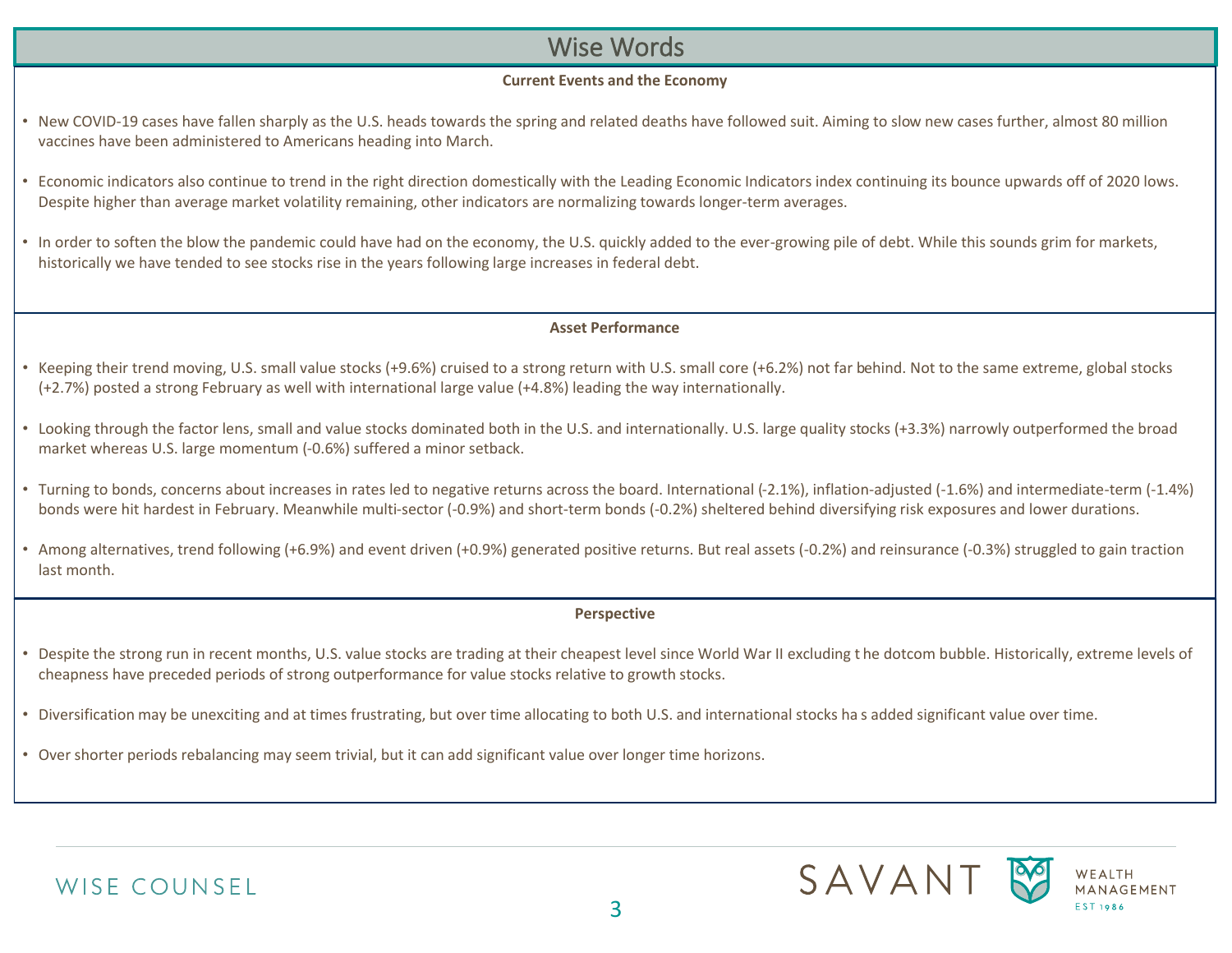# Wise Words

## Current Events and the Economy

- New COVID-19 cases have fallen sharply as the U.S. heads towards the spring and related deaths have followed suit. Aiming to slow new cases further, almost 80 million vaccines have been administered to Americans heading into March.
- Economic indicators also continue to trend in the right direction domestically with the Leading Economic Indicators index continuing its bounce upwards off of 2020 lows. Despite higher than average market volatility remaining, other indicators are normalizing towards longer-term averages.
- In order to soften the blow the pandemic could have had on the economy, the U.S. quickly added to the ever-growing pile of debt. While this sounds grim for markets, historically we have tended to see stocks rise in the years following large increases in federal debt.

## Asset Performance

- Keeping their trend moving, U.S. small value stocks (+9.6%) cruised to a strong return with U.S. small core (+6.2%) not far behind. Not to the same extreme, global stocks (+2.7%) posted a strong February as well with international large value (+4.8%) leading the way internationally.
- Looking through the factor lens, small and value stocks dominated both in the U.S. and internationally. U.S. large quality stocks (+3.3%) narrowly outperformed the broad market whereas U.S. large momentum (-0.6%) suffered a minor setback.
- Turning to bonds, concerns about increases in rates led to negative returns across the board. International (-2.1%), inflation-adjusted (-1.6%) and intermediate-term (-1.4%) bonds were hit hardest in February. Meanwhile multi-sector (-0.9%) and short-term bonds (-0.2%) sheltered behind diversifying risk exposures and lower durations.
- Among alternatives, trend following (+6.9%) and event driven (+0.9%) generated positive returns. But real assets (-0.2%) and reinsurance (-0.3%) struggled to gain traction last month.

## Perspective

- Despite the strong run in recent months, U.S. value stocks are trading at their cheapest level since World War II excluding the dotcom bubble. Historically, extreme levels of cheapness have preceded periods of strong outperformance for value stocks relative to growth stocks.
- Diversification may be unexciting and at times frustrating, but over time allocating to both U.S. and international stocks has added significant value over time.
- Over shorter periods rebalancing may seem trivial, but it can add significant value over longer time horizons.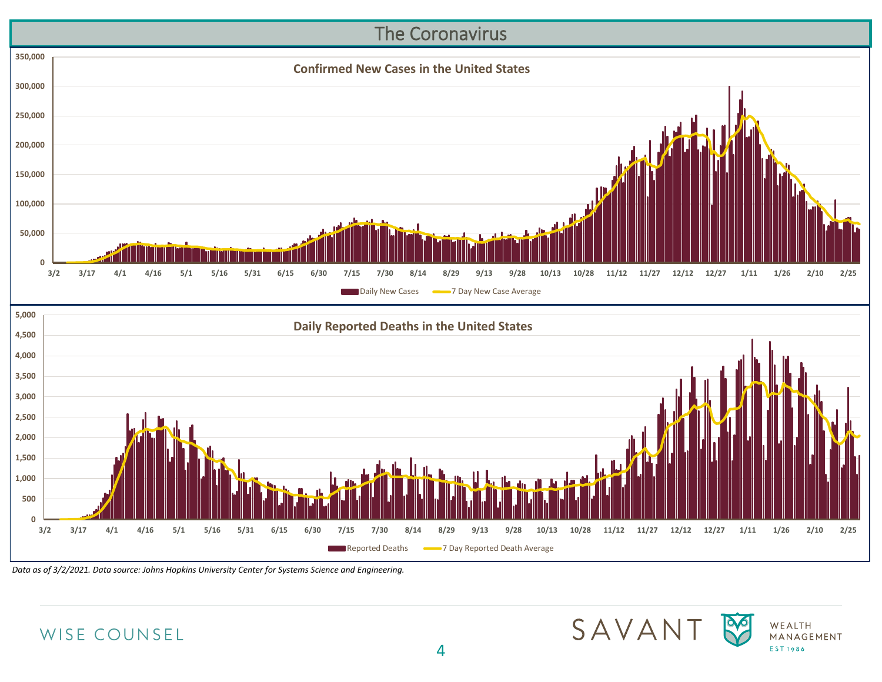# The Coronavirus

## Confirmed New Cases in the United States

Y-axis: 0, 50,000, 100,000, 150,000, 200,000, 250,000, 300,000, 350,000

X-axis: 3/2, 3/17, 4/1, 4/16, 5/1, 5/16, 5/31, 6/15, 6/30, 7/15, 7/30, 8/14, 8/29, 9/13, 9/28, 10/13, 10/28, 11/12, 11/27, 12/12, 12/27, 1/11, 1/26, 2/10, 2/25

Legend: Daily New Cases; 7 Day New Case Average

## Daily Reported Deaths in the United States

Y-axis: 0, 500, 1,000, 1,500, 2,000, 2,500, 3,000, 3,500, 4,000, 4,500, 5,000

X-axis: 3/2, 3/17, 4/1, 4/16, 5/1, 5/16, 5/31, 6/15, 6/30, 7/15, 7/30, 8/14, 8/29, 9/13, 9/28, 10/13, 10/28, 11/12, 11/27, 12/12, 12/27, 1/11, 1/26, 2/10, 2/25

Legend: Reported Deaths; 7 Day Reported Death Average

*Data as of 3/2/2021. Data source: Johns Hopkins University Center for Systems Science and Engineering.*

WISE COUNSEL

SAVANT WEALTH MANAGEMENT EST 1986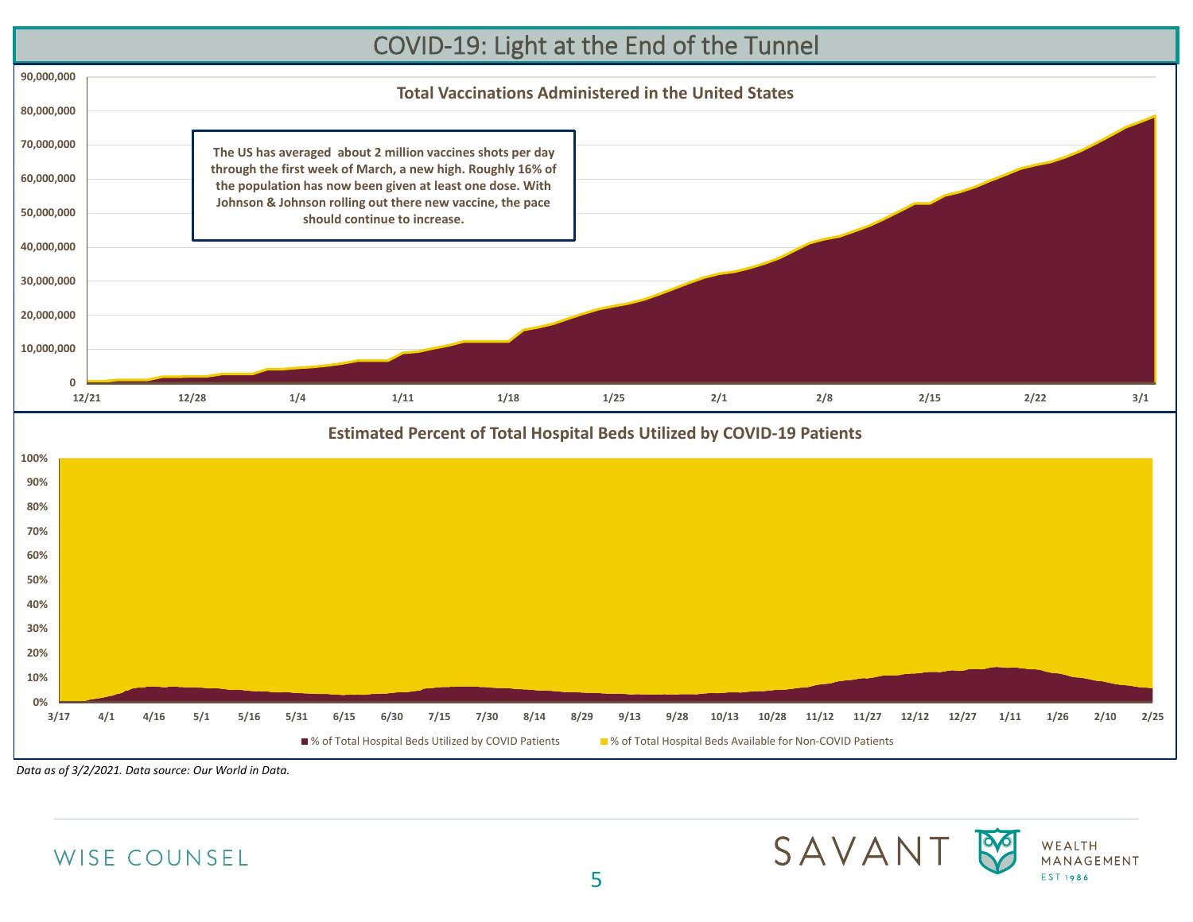# COVID-19: Light at the End of the Tunnel

**Total Vaccinations Administered in the United States**

**The US has averaged about 2 million vaccines shots per day through the first week of March, a new high. Roughly 16% of the population has now been given at least one dose. With Johnson & Johnson rolling out there new vaccine, the pace should continue to increase.**

**Estimated Percent of Total Hospital Beds Utilized by COVID-19 Patients**

*Data as of 3/2/2021. Data source: Our World in Data.*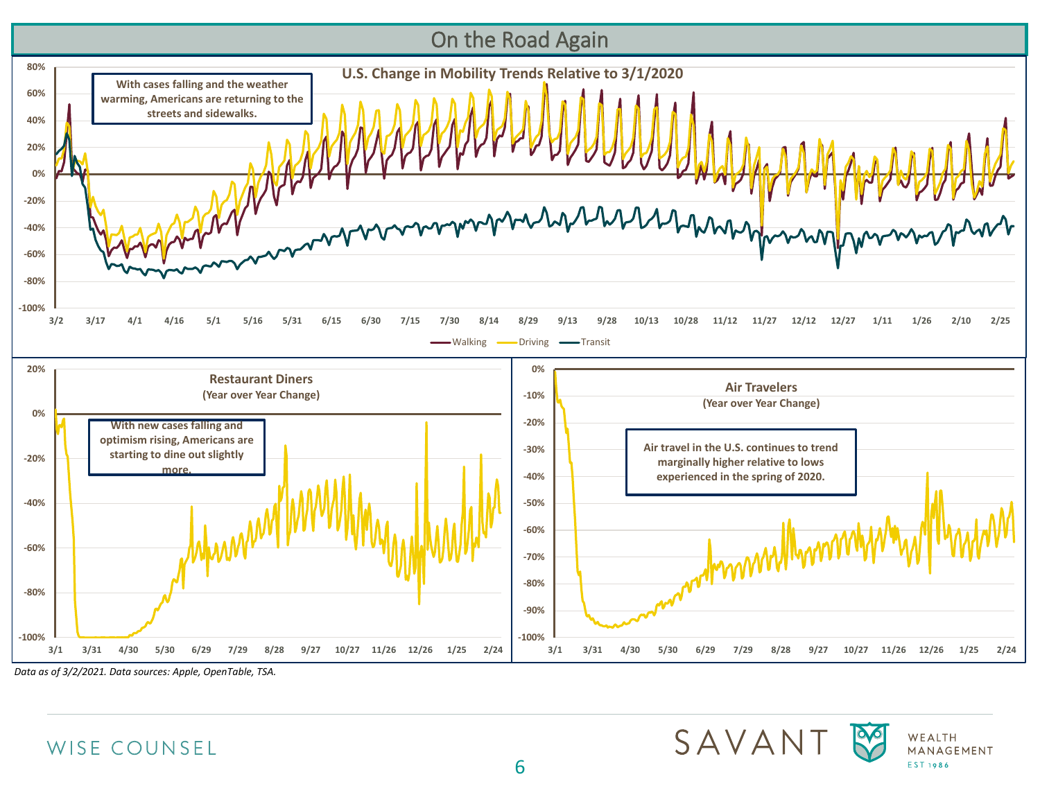# On the Road Again

## U.S. Change in Mobility Trends Relative to 3/1/2020

With cases falling and the weather warming, Americans are returning to the streets and sidewalks.

80%
60%
40%
20%
0%
-20%
-40%
-60%
-80%
-100%

3/2 3/17 4/1 4/16 5/1 5/16 5/31 6/15 6/30 7/15 7/30 8/14 8/29 9/13 9/28 10/13 10/28 11/12 11/27 12/12 12/27 1/11 1/26 2/10 2/25

Walking Driving Transit

## Restaurant Diners
(Year over Year Change)

With new cases falling and optimism rising, Americans are starting to dine out slightly more.

20%
0%
-20%
-40%
-60%
-80%
-100%

3/1 3/31 4/30 5/30 6/29 7/29 8/28 9/27 10/27 11/26 12/26 1/25 2/24

## Air Travelers
(Year over Year Change)

Air travel in the U.S. continues to trend marginally higher relative to lows experienced in the spring of 2020.

0%
-10%
-20%
-30%
-40%
-50%
-60%
-70%
-80%
-90%
-100%

3/1 3/31 4/30 5/30 6/29 7/29 8/28 9/27 10/27 11/26 12/26 1/25 2/24

*Data as of 3/2/2021. Data sources: Apple, OpenTable, TSA.*

WISE COUNSEL

SAVANT WEALTH MANAGEMENT EST 1986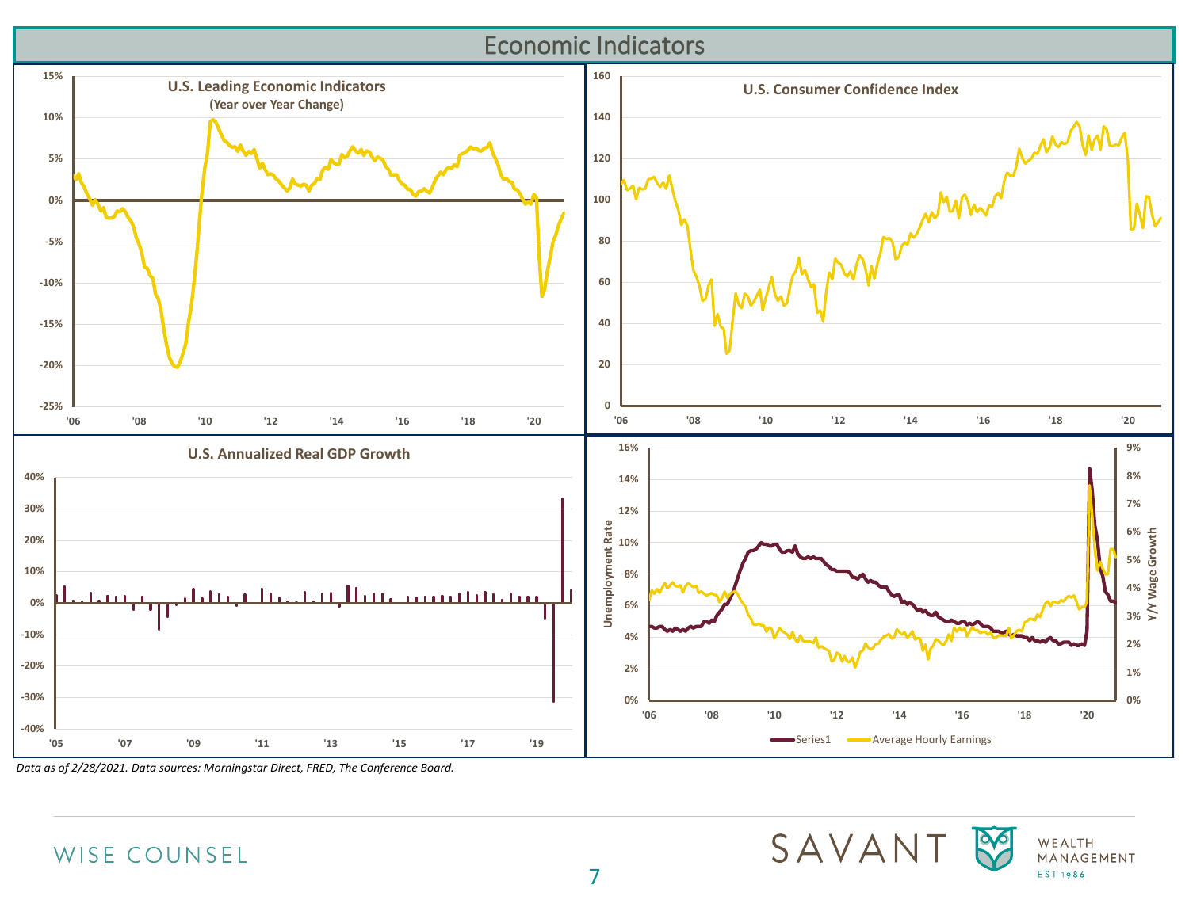# Economic Indicators

**U.S. Leading Economic Indicators**
**(Year over Year Change)**

**U.S. Consumer Confidence Index**

**U.S. Annualized Real GDP Growth**

Unemployment Rate / Y/Y Wage Growth

Series1 — Average Hourly Earnings

*Data as of 2/28/2021. Data sources: Morningstar Direct, FRED, The Conference Board.*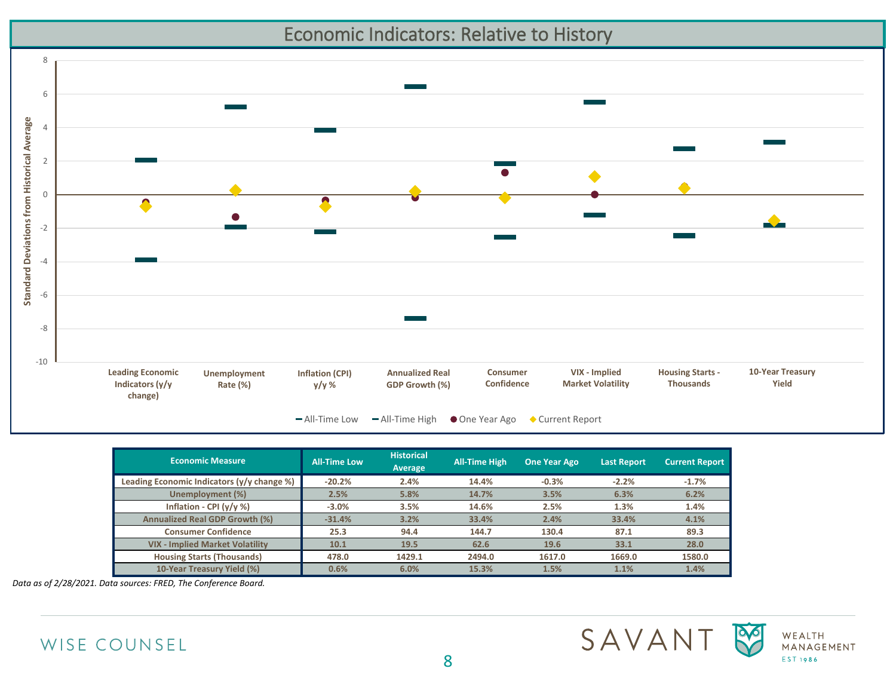# Economic Indicators: Relative to History

| Economic Measure | All-Time Low | Historical Average | All-Time High | One Year Ago | Last Report | Current Report |
|---|---|---|---|---|---|---|
| Leading Economic Indicators (y/y change %) | -20.2% | 2.4% | 14.4% | -0.3% | -2.2% | -1.7% |
| Unemployment (%) | 2.5% | 5.8% | 14.7% | 3.5% | 6.3% | 6.2% |
| Inflation - CPI (y/y %) | -3.0% | 3.5% | 14.6% | 2.5% | 1.3% | 1.4% |
| Annualized Real GDP Growth (%) | -31.4% | 3.2% | 33.4% | 2.4% | 33.4% | 4.1% |
| Consumer Confidence | 25.3 | 94.4 | 144.7 | 130.4 | 87.1 | 89.3 |
| VIX - Implied Market Volatility | 10.1 | 19.5 | 62.6 | 19.6 | 33.1 | 28.0 |
| Housing Starts (Thousands) | 478.0 | 1429.1 | 2494.0 | 1617.0 | 1669.0 | 1580.0 |
| 10-Year Treasury Yield (%) | 0.6% | 6.0% | 15.3% | 1.5% | 1.1% | 1.4% |

*Data as of 2/28/2021. Data sources: FRED, The Conference Board.*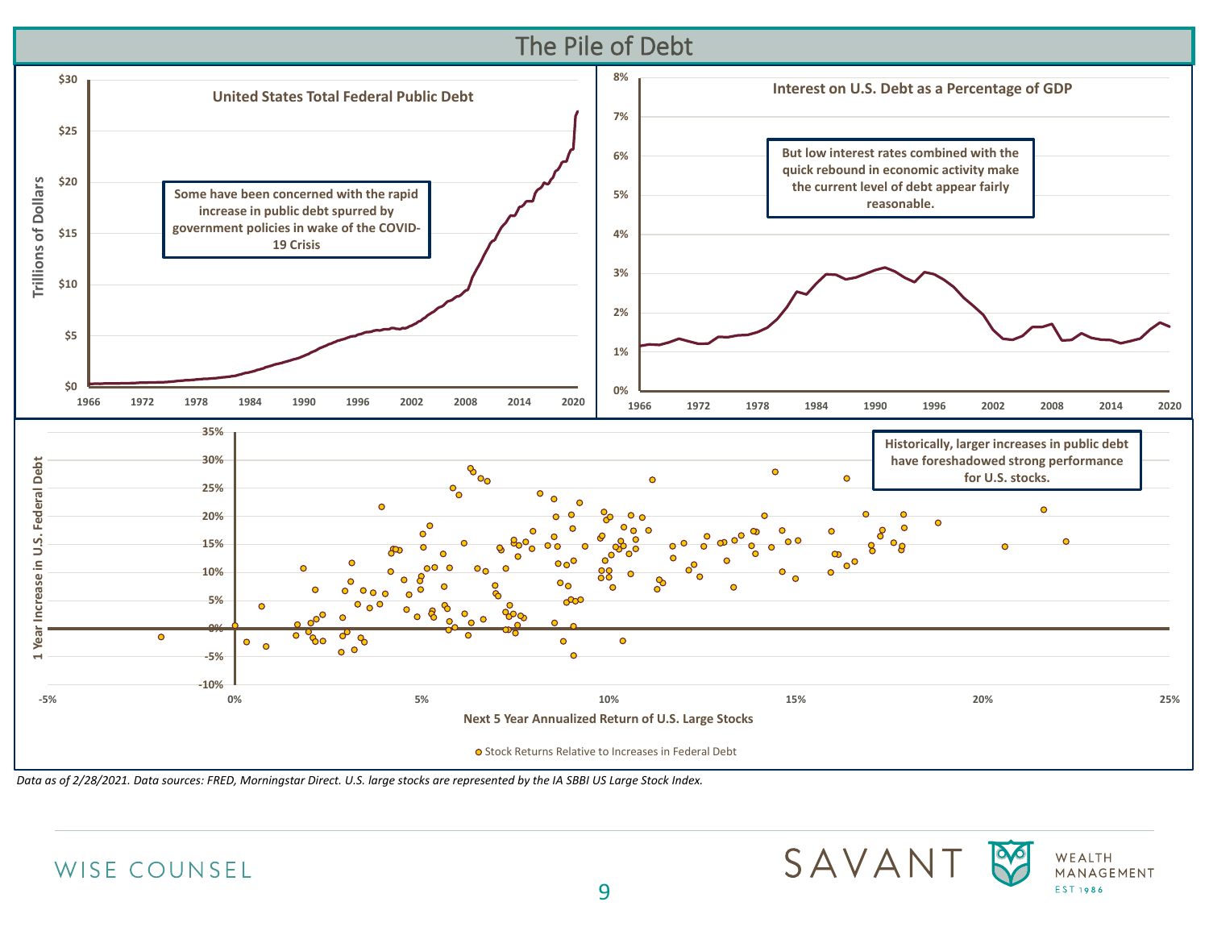# The Pile of Debt

**United States Total Federal Public Debt**

Some have been concerned with the rapid increase in public debt spurred by government policies in wake of the COVID-19 Crisis

**Interest on U.S. Debt as a Percentage of GDP**

But low interest rates combined with the quick rebound in economic activity make the current level of debt appear fairly reasonable.

Historically, larger increases in public debt have foreshadowed strong performance for U.S. stocks.

Stock Returns Relative to Increases in Federal Debt

*Data as of 2/28/2021. Data sources: FRED, Morningstar Direct. U.S. large stocks are represented by the IA SBBI US Large Stock Index.*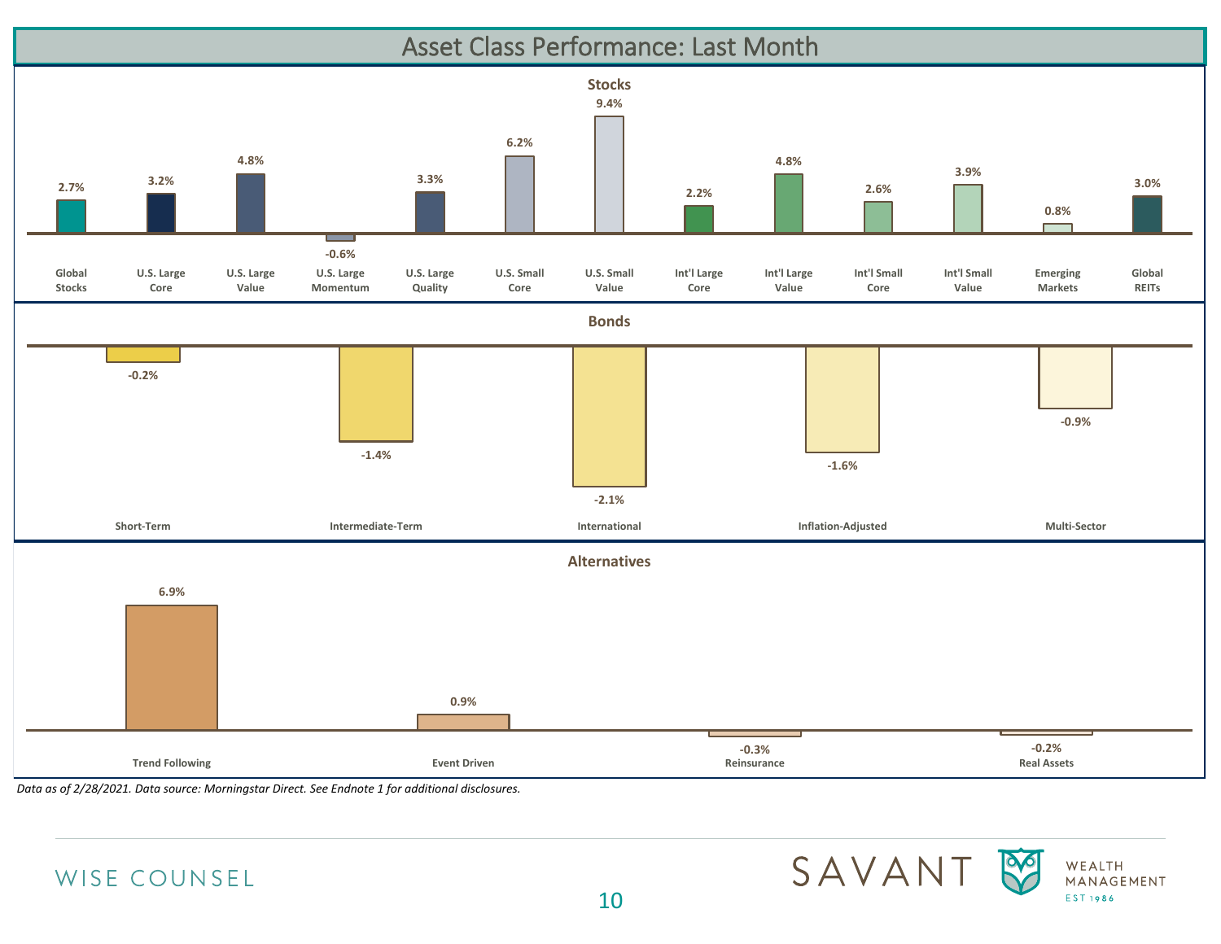# Asset Class Performance: Last Month

## Stocks

| Global Stocks | U.S. Large Core | U.S. Large Value | U.S. Large Momentum | U.S. Large Quality | U.S. Small Core | U.S. Small Value | Int'l Large Core | Int'l Large Value | Int'l Small Core | Int'l Small Value | Emerging Markets | Global REITs |
|---|---|---|---|---|---|---|---|---|---|---|---|---|
| 2.7% | 3.2% | 4.8% | -0.6% | 3.3% | 6.2% | 9.4% | 2.2% | 4.8% | 2.6% | 3.9% | 0.8% | 3.0% |

## Bonds

| Short-Term | Intermediate-Term | International | Inflation-Adjusted | Multi-Sector |
|---|---|---|---|---|
| -0.2% | -1.4% | -2.1% | -1.6% | -0.9% |

## Alternatives

| Trend Following | Event Driven | Reinsurance | Real Assets |
|---|---|---|---|
| 6.9% | 0.9% | -0.3% | -0.2% |

*Data as of 2/28/2021. Data source: Morningstar Direct. See Endnote 1 for additional disclosures.*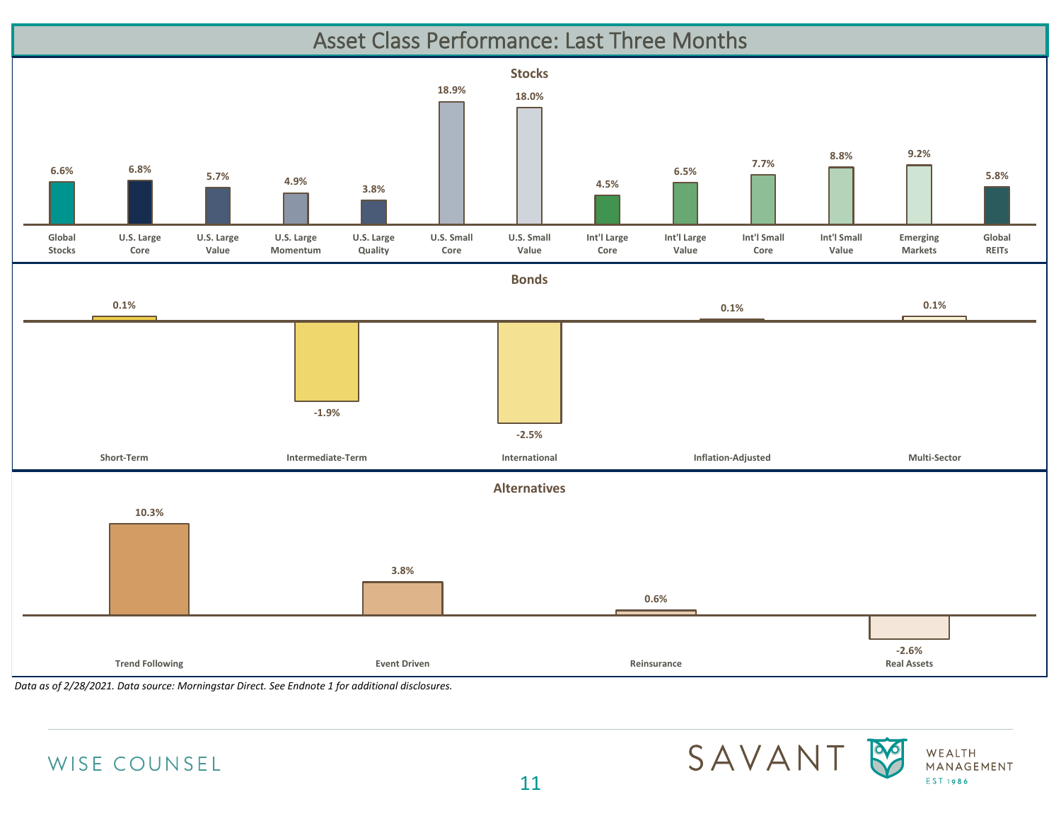# Asset Class Performance: Last Three Months

## Stocks

| Asset Class | Return |
|---|---|
| Global Stocks | 6.6% |
| U.S. Large Core | 6.8% |
| U.S. Large Value | 5.7% |
| U.S. Large Momentum | 4.9% |
| U.S. Large Quality | 3.8% |
| U.S. Small Core | 18.9% |
| U.S. Small Value | 18.0% |
| Int'l Large Core | 4.5% |
| Int'l Large Value | 6.5% |
| Int'l Small Core | 7.7% |
| Int'l Small Value | 8.8% |
| Emerging Markets | 9.2% |
| Global REITs | 5.8% |

## Bonds

| Asset Class | Return |
|---|---|
| Short-Term | 0.1% |
| Intermediate-Term | -1.9% |
| International | -2.5% |
| Inflation-Adjusted | 0.1% |
| Multi-Sector | 0.1% |

## Alternatives

| Asset Class | Return |
|---|---|
| Trend Following | 10.3% |
| Event Driven | 3.8% |
| Reinsurance | 0.6% |
| Real Assets | -2.6% |

*Data as of 2/28/2021. Data source: Morningstar Direct. See Endnote 1 for additional disclosures.*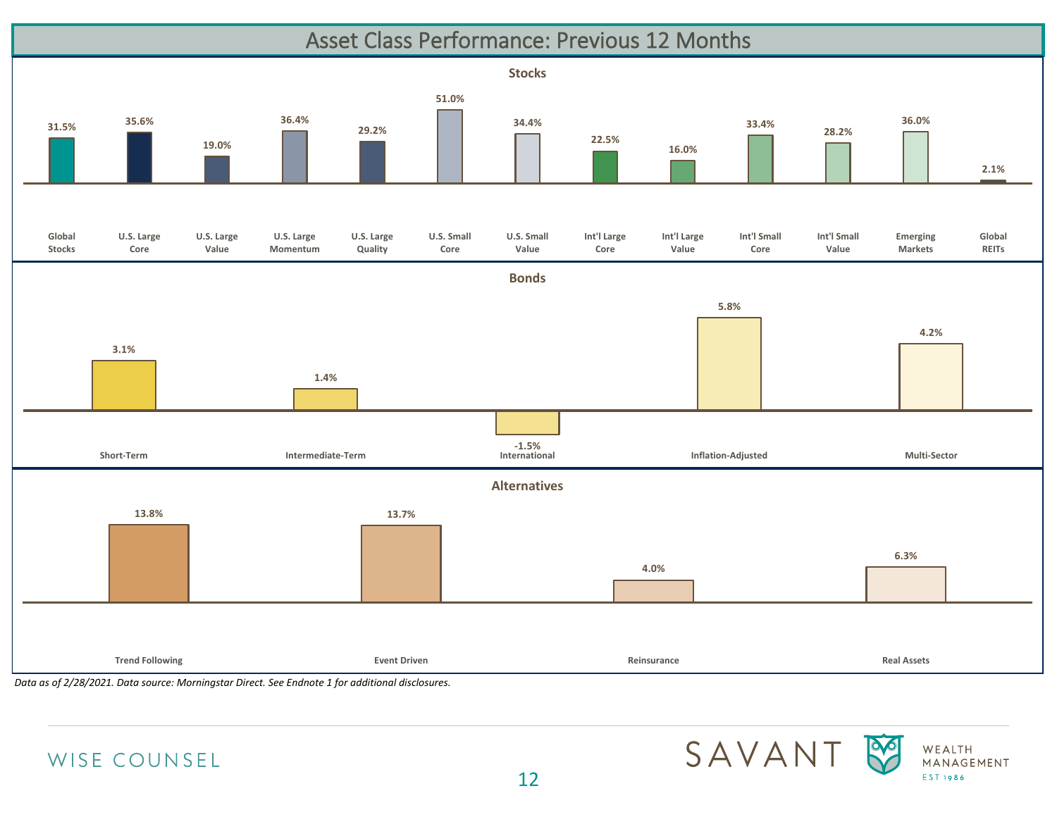# Asset Class Performance: Previous 12 Months

## Stocks

| Asset Class | Return |
|---|---|
| Global Stocks | 31.5% |
| U.S. Large Core | 35.6% |
| U.S. Large Value | 19.0% |
| U.S. Large Momentum | 36.4% |
| U.S. Large Quality | 29.2% |
| U.S. Small Core | 51.0% |
| U.S. Small Value | 34.4% |
| Int'l Large Core | 22.5% |
| Int'l Large Value | 16.0% |
| Int'l Small Core | 33.4% |
| Int'l Small Value | 28.2% |
| Emerging Markets | 36.0% |
| Global REITs | 2.1% |

## Bonds

| Asset Class | Return |
|---|---|
| Short-Term | 3.1% |
| Intermediate-Term | 1.4% |
| International | -1.5% |
| Inflation-Adjusted | 5.8% |
| Multi-Sector | 4.2% |

## Alternatives

| Asset Class | Return |
|---|---|
| Trend Following | 13.8% |
| Event Driven | 13.7% |
| Reinsurance | 4.0% |
| Real Assets | 6.3% |

*Data as of 2/28/2021. Data source: Morningstar Direct. See Endnote 1 for additional disclosures.*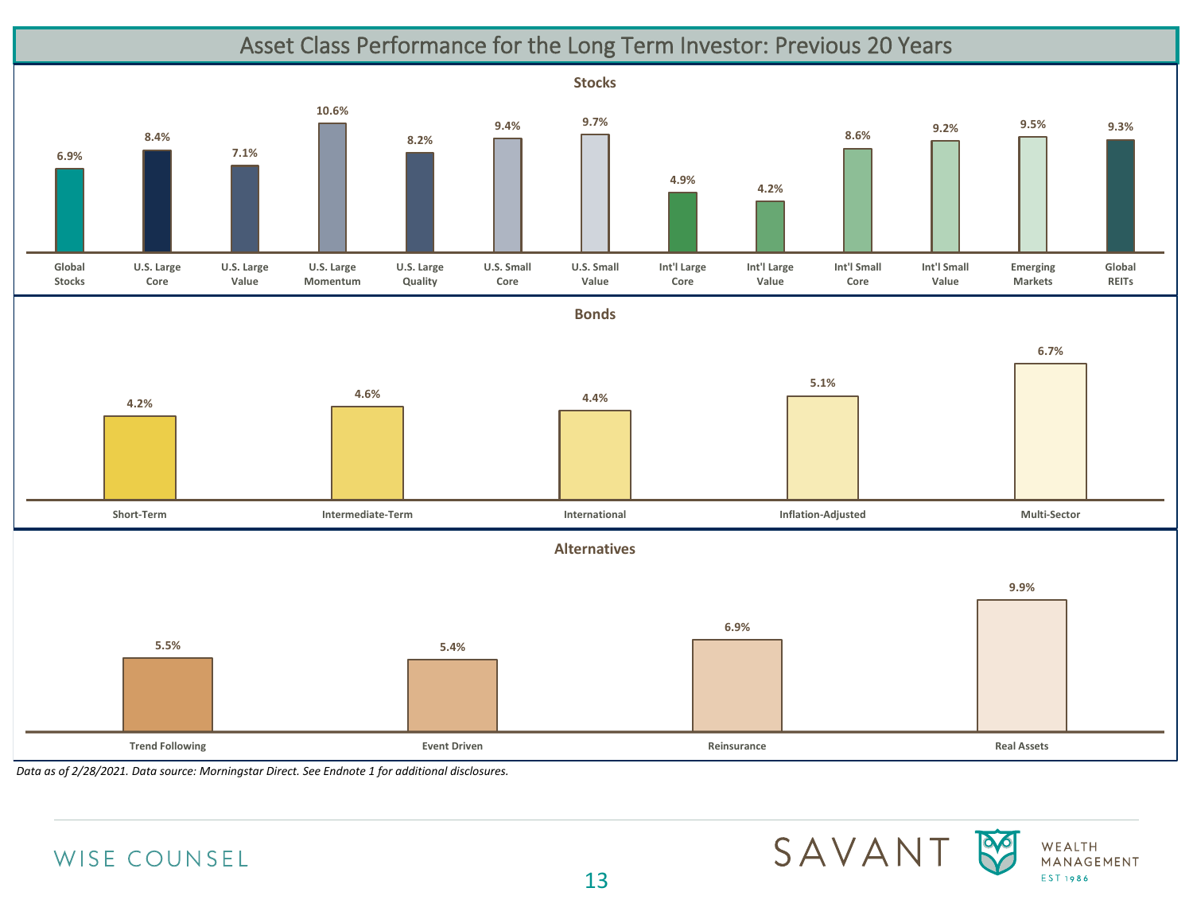# Asset Class Performance for the Long Term Investor: Previous 20 Years

## Stocks

| Global Stocks | U.S. Large Core | U.S. Large Value | U.S. Large Momentum | U.S. Large Quality | U.S. Small Core | U.S. Small Value | Int'l Large Core | Int'l Large Value | Int'l Small Core | Int'l Small Value | Emerging Markets | Global REITs |
|---|---|---|---|---|---|---|---|---|---|---|---|---|
| 6.9% | 8.4% | 7.1% | 10.6% | 8.2% | 9.4% | 9.7% | 4.9% | 4.2% | 8.6% | 9.2% | 9.5% | 9.3% |

## Bonds

| Short-Term | Intermediate-Term | International | Inflation-Adjusted | Multi-Sector |
|---|---|---|---|---|
| 4.2% | 4.6% | 4.4% | 5.1% | 6.7% |

## Alternatives

| Trend Following | Event Driven | Reinsurance | Real Assets |
|---|---|---|---|
| 5.5% | 5.4% | 6.9% | 9.9% |

*Data as of 2/28/2021. Data source: Morningstar Direct. See Endnote 1 for additional disclosures.*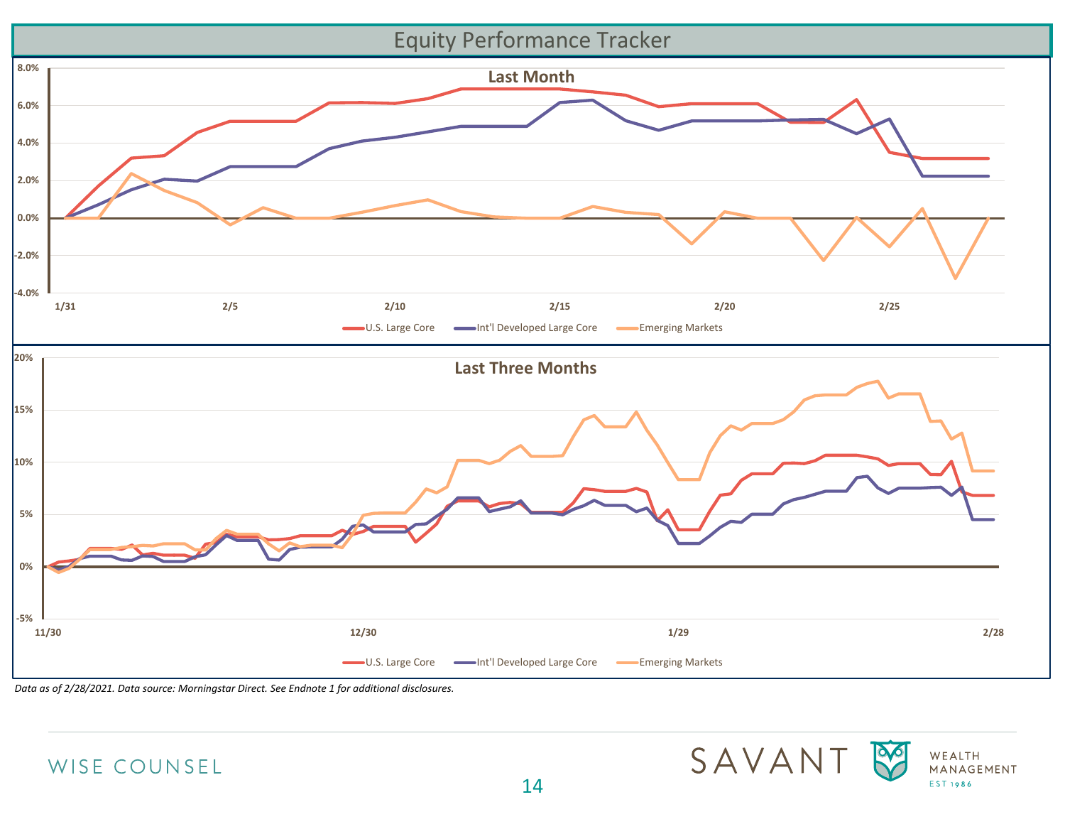# Equity Performance Tracker

**Last Month**

8.0%
6.0%
4.0%
2.0%
0.0%
-2.0%
-4.0%

1/31 2/5 2/10 2/15 2/20 2/25

U.S. Large Core — Int'l Developed Large Core — Emerging Markets

**Last Three Months**

20%
15%
10%
5%
0%
-5%

11/30 12/30 1/29 2/28

U.S. Large Core — Int'l Developed Large Core — Emerging Markets

*Data as of 2/28/2021. Data source: Morningstar Direct. See Endnote 1 for additional disclosures.*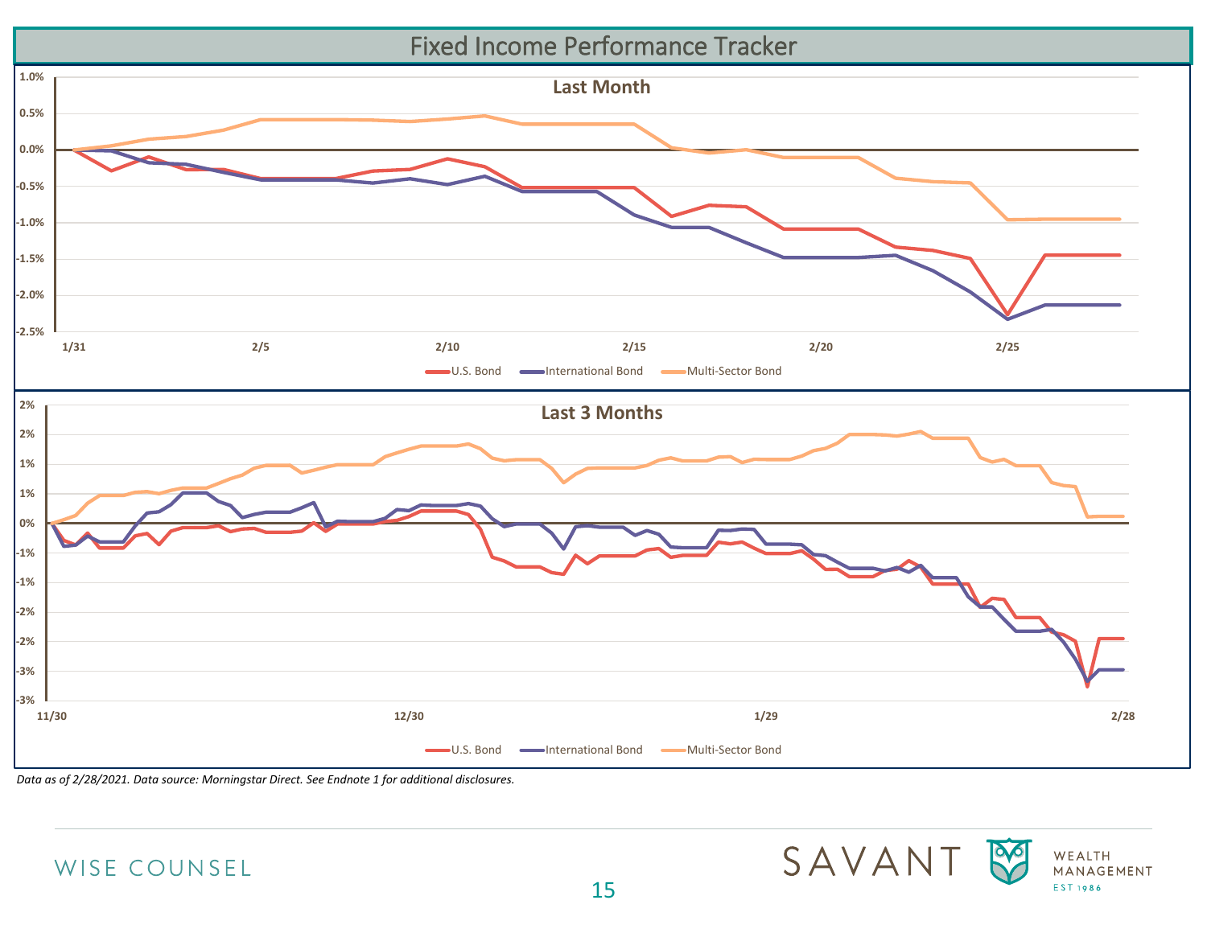# Fixed Income Performance Tracker

**Last Month**

1.0%
0.5%
0.0%
-0.5%
-1.0%
-1.5%
-2.0%
-2.5%

1/31 2/5 2/10 2/15 2/20 2/25

U.S. Bond International Bond Multi-Sector Bond

**Last 3 Months**

2%
2%
1%
1%
0%
-1%
-1%
-2%
-2%
-3%
-3%

11/30 12/30 1/29 2/28

U.S. Bond International Bond Multi-Sector Bond

*Data as of 2/28/2021. Data source: Morningstar Direct. See Endnote 1 for additional disclosures.*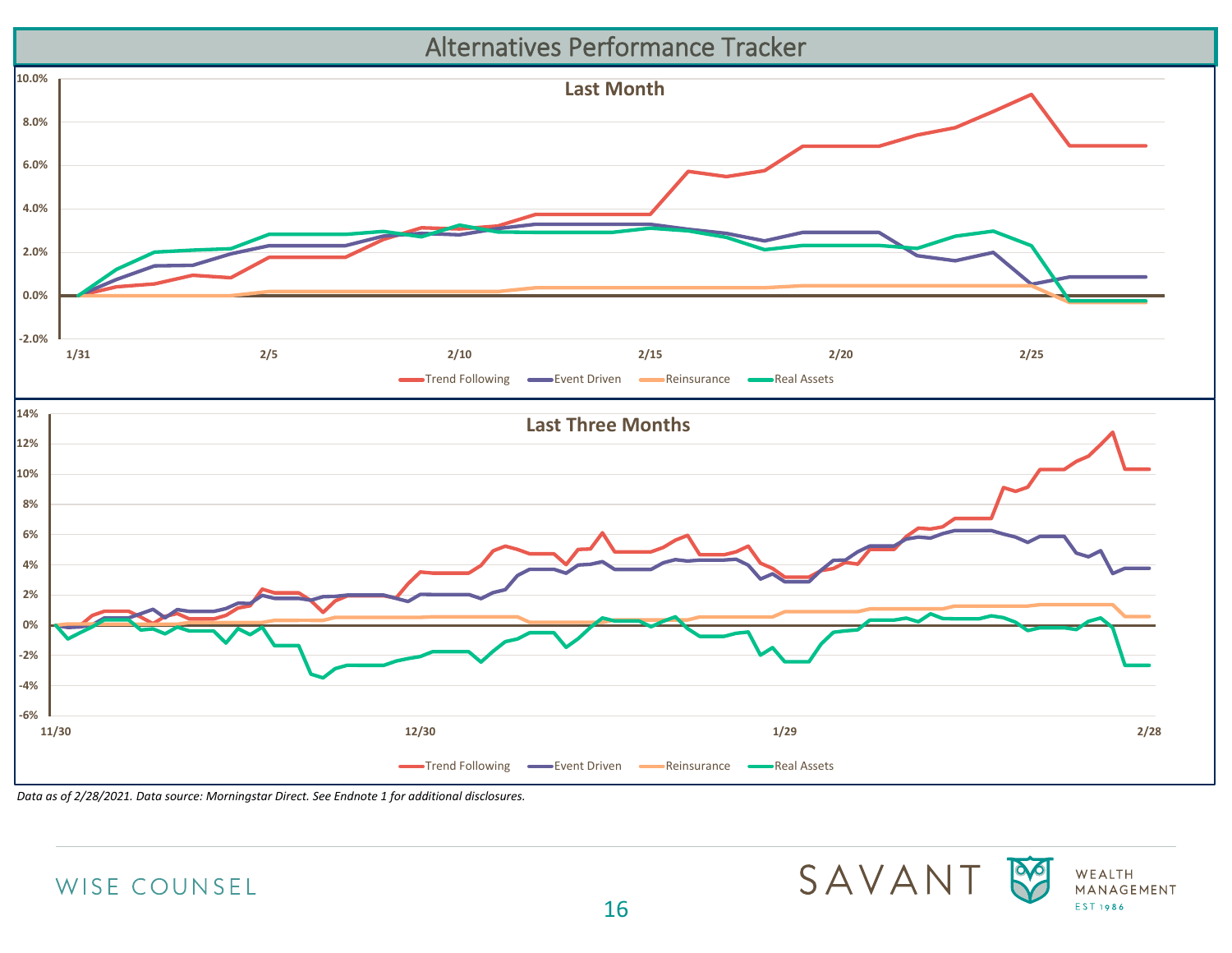# Alternatives Performance Tracker

**Last Month**

10.0%
8.0%
6.0%
4.0%
2.0%
0.0%
-2.0%

1/31 2/5 2/10 2/15 2/20 2/25

Trend Following Event Driven Reinsurance Real Assets

**Last Three Months**

14%
12%
10%
8%
6%
4%
2%
0%
-2%
-4%
-6%

11/30 12/30 1/29 2/28

Trend Following Event Driven Reinsurance Real Assets

*Data as of 2/28/2021. Data source: Morningstar Direct. See Endnote 1 for additional disclosures.*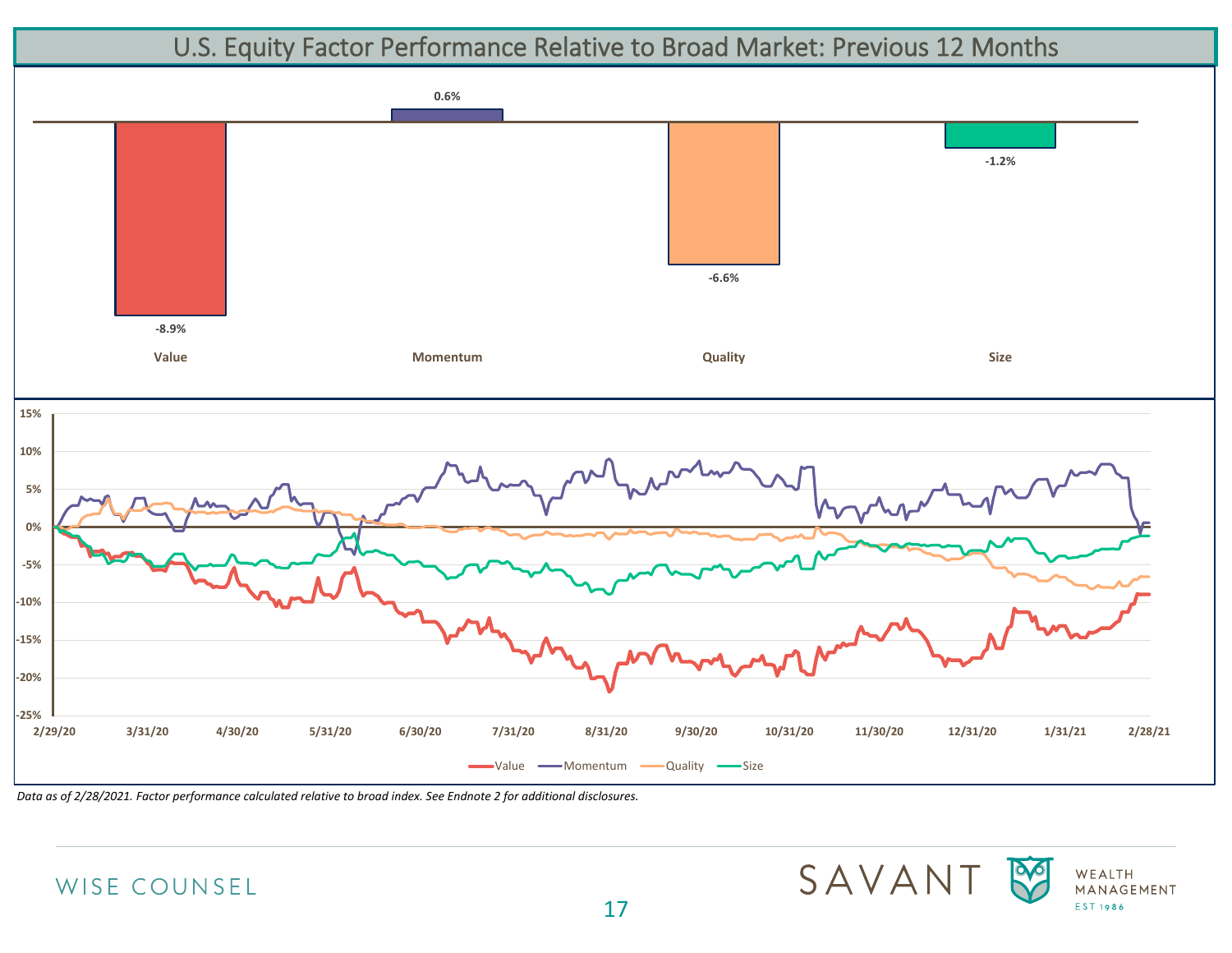# U.S. Equity Factor Performance Relative to Broad Market: Previous 12 Months

| Value | Momentum | Quality | Size |
|---|---|---|---|
| -8.9% | 0.6% | -6.6% | -1.2% |

*Data as of 2/28/2021. Factor performance calculated relative to broad index. See Endnote 2 for additional disclosures.*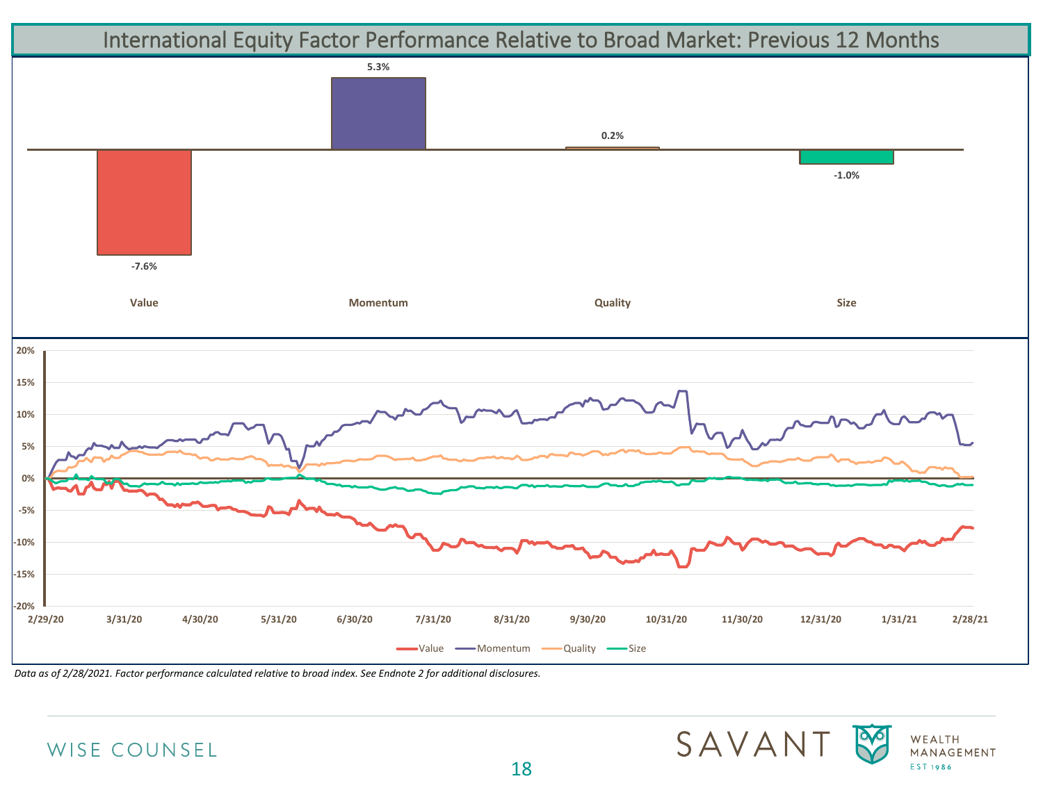# International Equity Factor Performance Relative to Broad Market: Previous 12 Months

| Value | Momentum | Quality | Size |
|---|---|---|---|
| -7.6% | 5.3% | 0.2% | -1.0% |

*Data as of 2/28/2021. Factor performance calculated relative to broad index. See Endnote 2 for additional disclosures.*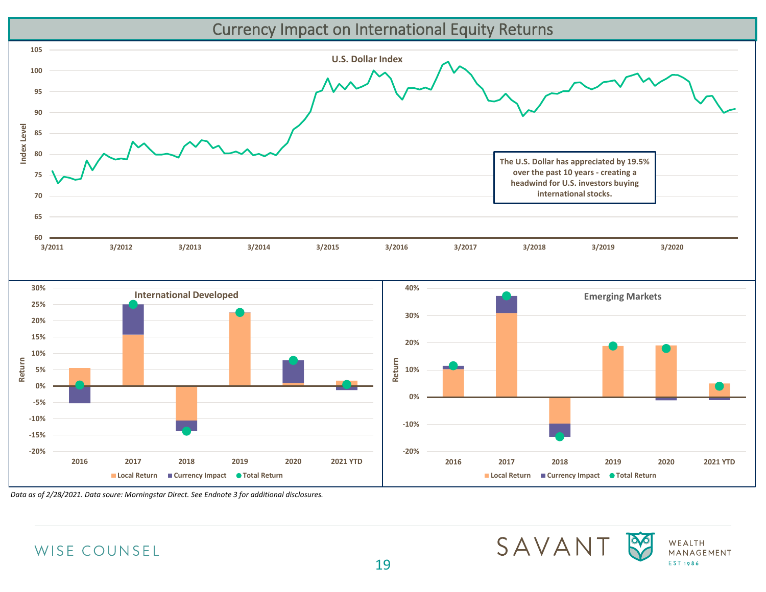# Currency Impact on International Equity Returns

**U.S. Dollar Index**

Index Level

105, 100, 95, 90, 85, 80, 75, 70, 65, 60

3/2011, 3/2012, 3/2013, 3/2014, 3/2015, 3/2016, 3/2017, 3/2018, 3/2019, 3/2020

**The U.S. Dollar has appreciated by 19.5% over the past 10 years - creating a headwind for U.S. investors buying international stocks.**

**International Developed**

Return

30%, 25%, 20%, 15%, 10%, 5%, 0%, -5%, -10%, -15%, -20%

2016, 2017, 2018, 2019, 2020, 2021 YTD

Local Return, Currency Impact, Total Return

**Emerging Markets**

Return

40%, 30%, 20%, 10%, 0%, -10%, -20%

2016, 2017, 2018, 2019, 2020, 2021 YTD

Local Return, Currency Impact, Total Return

*Data as of 2/28/2021. Data soure: Morningstar Direct. See Endnote 3 for additional disclosures.*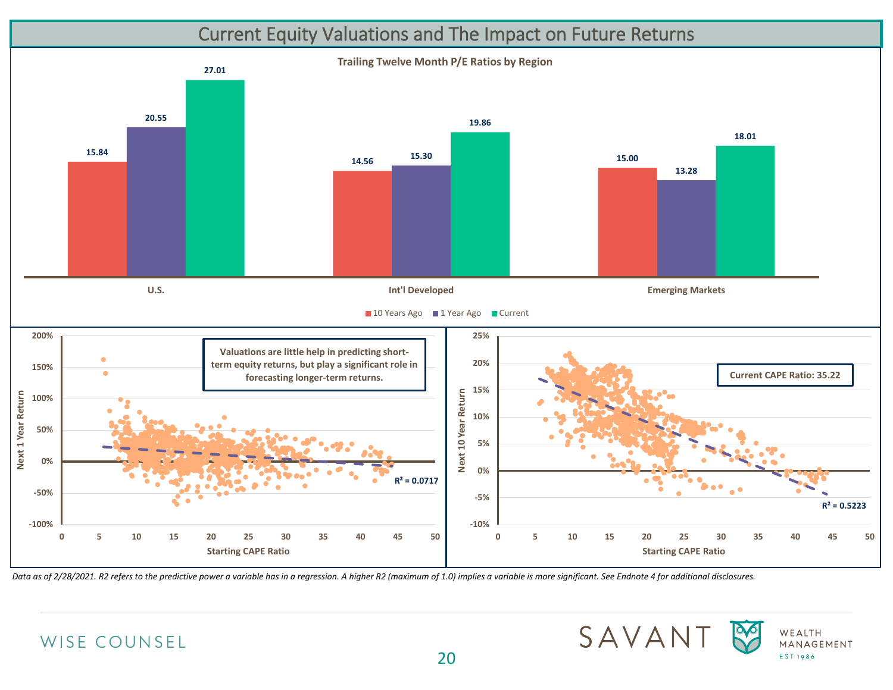# Current Equity Valuations and The Impact on Future Returns

**Trailing Twelve Month P/E Ratios by Region**

| | 10 Years Ago | 1 Year Ago | Current |
|---|---|---|---|
| U.S. | 15.84 | 20.55 | 27.01 |
| Int'l Developed | 14.56 | 15.30 | 19.86 |
| Emerging Markets | 15.00 | 13.28 | 18.01 |

**Valuations are little help in predicting short-term equity returns, but play a significant role in forecasting longer-term returns.**

Next 1 Year Return vs. Starting CAPE Ratio: $R^2 = 0.0717$

**Current CAPE Ratio: 35.22**

Next 10 Year Return vs. Starting CAPE Ratio: $R^2 = 0.5223$

*Data as of 2/28/2021. R2 refers to the predictive power a variable has in a regression. A higher R2 (maximum of 1.0) implies a variable is more significant. See Endnote 4 for additional disclosures.*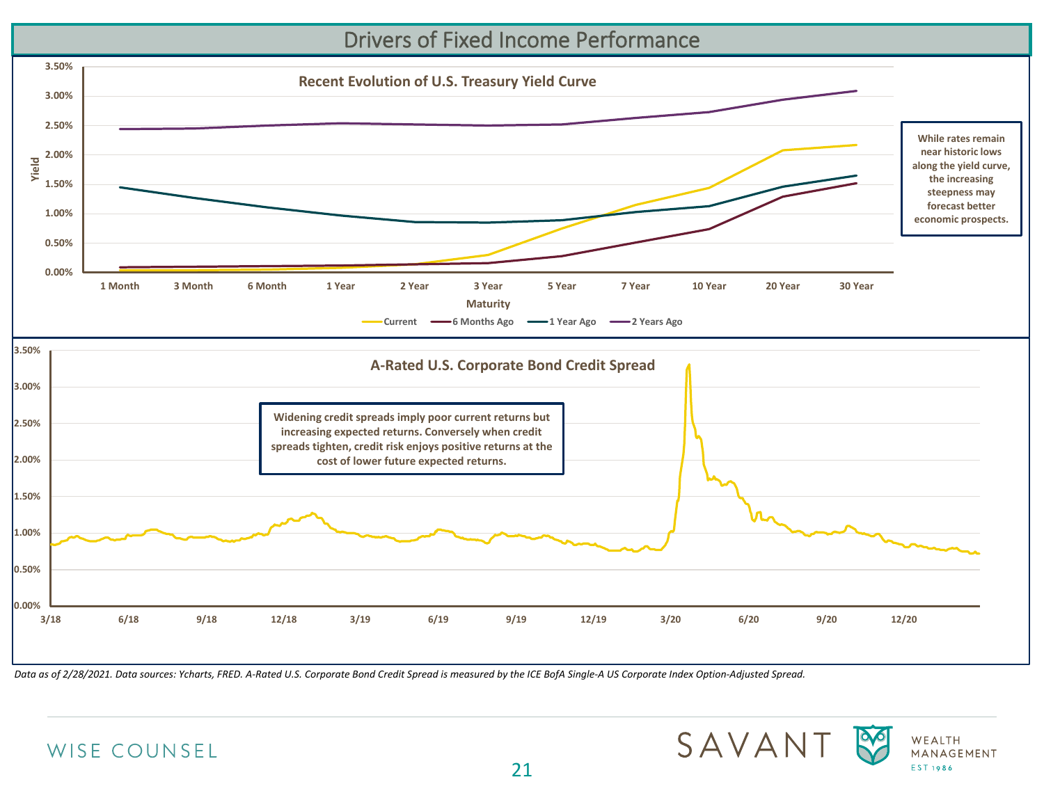# Drivers of Fixed Income Performance

**Recent Evolution of U.S. Treasury Yield Curve**

While rates remain near historic lows along the yield curve, the increasing steepness may forecast better economic prospects.

**A-Rated U.S. Corporate Bond Credit Spread**

Widening credit spreads imply poor current returns but increasing expected returns. Conversely when credit spreads tighten, credit risk enjoys positive returns at the cost of lower future expected returns.

*Data as of 2/28/2021. Data sources: Ycharts, FRED. A-Rated U.S. Corporate Bond Credit Spread is measured by the ICE BofA Single-A US Corporate Index Option-Adjusted Spread.*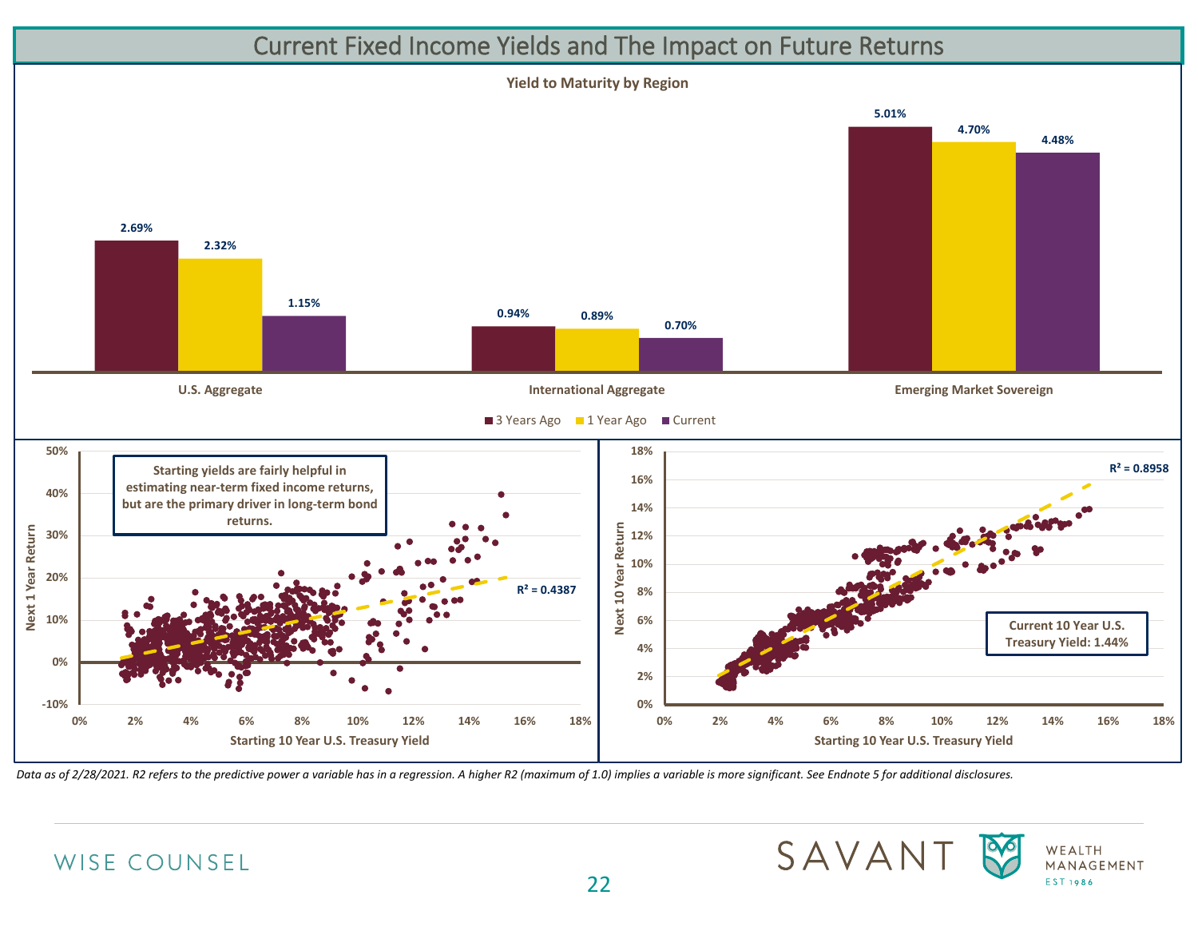# Current Fixed Income Yields and The Impact on Future Returns

**Yield to Maturity by Region**

| | 3 Years Ago | 1 Year Ago | Current |
|---|---|---|---|
| U.S. Aggregate | 2.69% | 2.32% | 1.15% |
| International Aggregate | 0.94% | 0.89% | 0.70% |
| Emerging Market Sovereign | 5.01% | 4.70% | 4.48% |

**Starting yields are fairly helpful in estimating near-term fixed income returns, but are the primary driver in long-term bond returns.**

Next 1 Year Return vs. Starting 10 Year U.S. Treasury Yield: $R^2 = 0.4387$

Next 10 Year Return vs. Starting 10 Year U.S. Treasury Yield: $R^2 = 0.8958$

**Current 10 Year U.S. Treasury Yield: 1.44%**

*Data as of 2/28/2021. R2 refers to the predictive power a variable has in a regression. A higher R2 (maximum of 1.0) implies a variable is more significant. See Endnote 5 for additional disclosures.*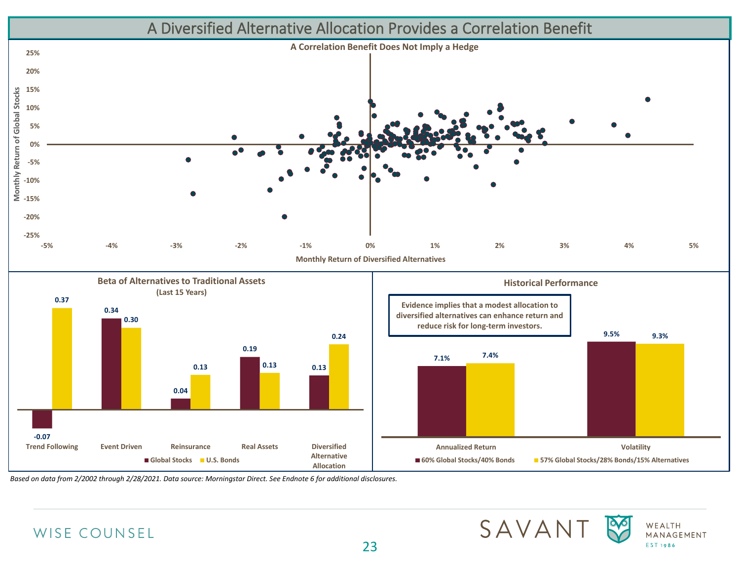# A Diversified Alternative Allocation Provides a Correlation Benefit

### A Correlation Benefit Does Not Imply a Hedge

Monthly Return of Global Stocks (y-axis: -25% to 25%)

Monthly Return of Diversified Alternatives (x-axis: -5% to 5%)

### Beta of Alternatives to Traditional Assets
(Last 15 Years)

| | Global Stocks | U.S. Bonds |
|---|---|---|
| Trend Following | -0.07 | 0.37 |
| Event Driven | 0.34 | 0.30 |
| Reinsurance | 0.04 | 0.13 |
| Real Assets | 0.19 | 0.13 |
| Diversified Alternative Allocation | 0.13 | 0.24 |

### Historical Performance

**Evidence implies that a modest allocation to diversified alternatives can enhance return and reduce risk for long-term investors.**

| | 60% Global Stocks/40% Bonds | 57% Global Stocks/28% Bonds/15% Alternatives |
|---|---|---|
| Annualized Return | 7.1% | 7.4% |
| Volatility | 9.5% | 9.3% |

*Based on data from 2/2002 through 2/28/2021. Data source: Morningstar Direct. See Endnote 6 for additional disclosures.*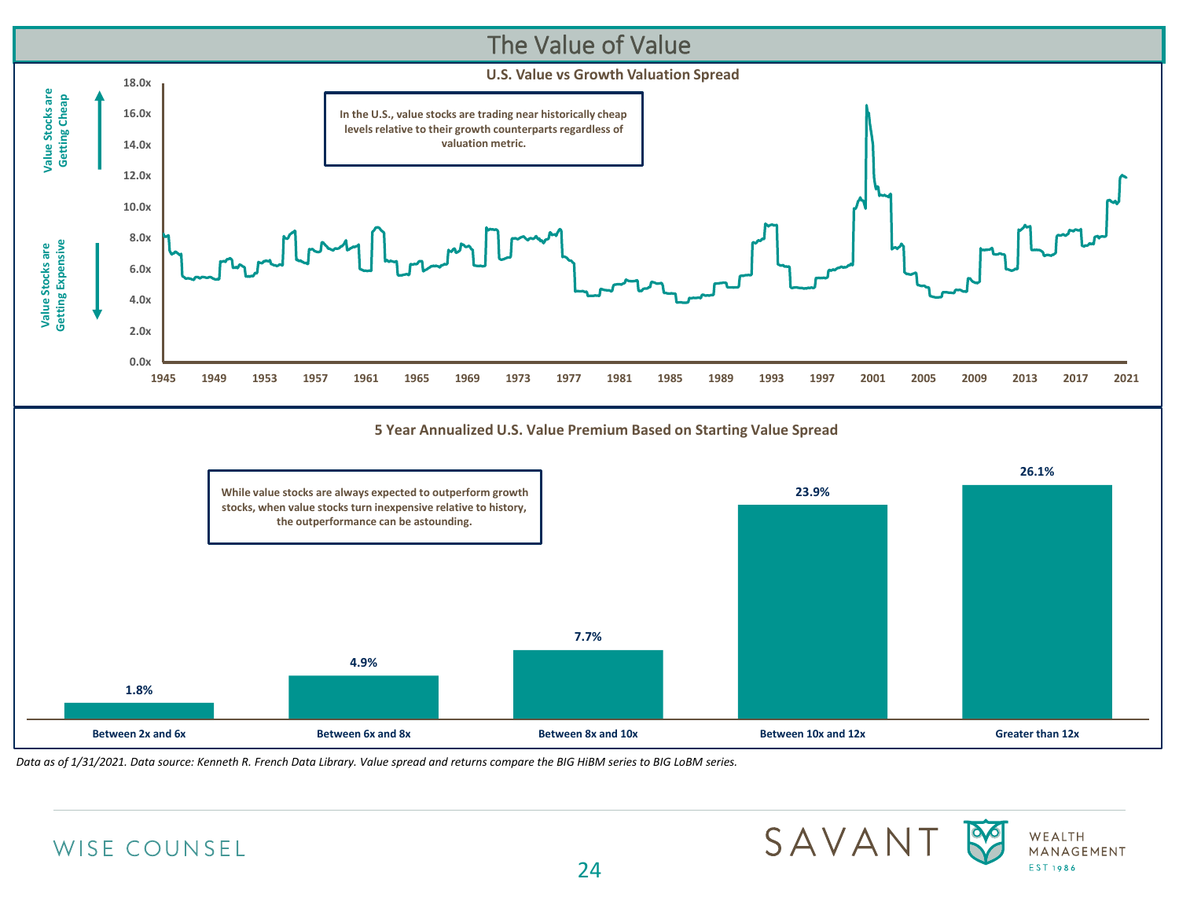# The Value of Value

## U.S. Value vs Growth Valuation Spread

Value Stocks are Getting Cheap

Value Stocks are Getting Expensive

In the U.S., value stocks are trading near historically cheap levels relative to their growth counterparts regardless of valuation metric.

## 5 Year Annualized U.S. Value Premium Based on Starting Value Spread

While value stocks are always expected to outperform growth stocks, when value stocks turn inexpensive relative to history, the outperformance can be astounding.

| Starting Value Spread | 5 Year Annualized U.S. Value Premium |
|---|---|
| Between 2x and 6x | 1.8% |
| Between 6x and 8x | 4.9% |
| Between 8x and 10x | 7.7% |
| Between 10x and 12x | 23.9% |
| Greater than 12x | 26.1% |

*Data as of 1/31/2021. Data source: Kenneth R. French Data Library. Value spread and returns compare the BIG HiBM series to BIG LoBM series.*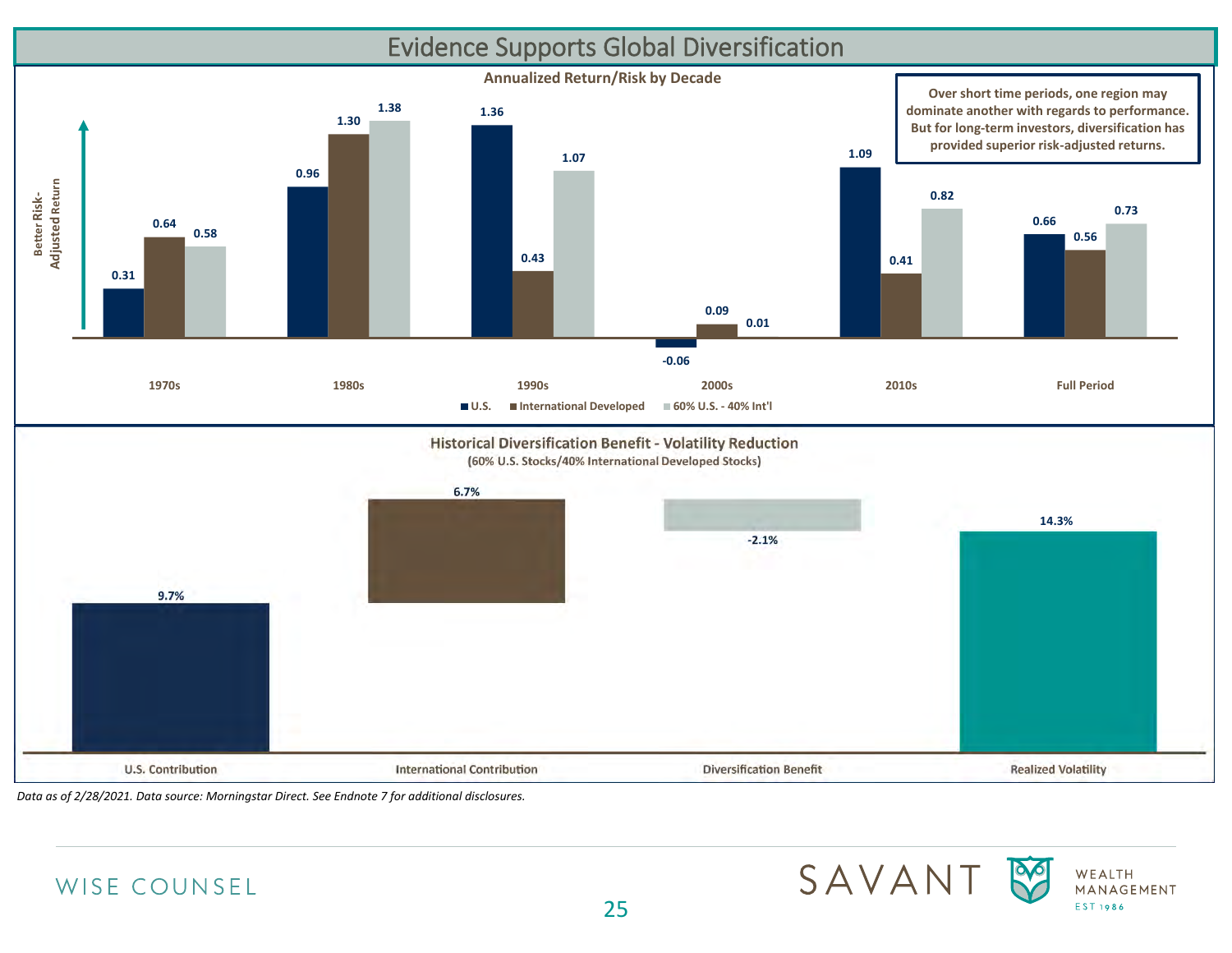# Evidence Supports Global Diversification

## Annualized Return/Risk by Decade

Better Risk-Adjusted Return

| | U.S. | International Developed | 60% U.S. - 40% Int'l |
|---|---|---|---|
| 1970s | 0.31 | 0.64 | 0.58 |
| 1980s | 0.96 | 1.30 | 1.38 |
| 1990s | 1.36 | 0.43 | 1.07 |
| 2000s | -0.06 | 0.09 | 0.01 |
| 2010s | 1.09 | 0.41 | 0.82 |
| Full Period | 0.66 | 0.56 | 0.73 |

**Over short time periods, one region may dominate another with regards to performance. But for long-term investors, diversification has provided superior risk-adjusted returns.**

## Historical Diversification Benefit - Volatility Reduction

**(60% U.S. Stocks/40% International Developed Stocks)**

| U.S. Contribution | International Contribution | Diversification Benefit | Realized Volatility |
|---|---|---|---|
| 9.7% | 6.7% | -2.1% | 14.3% |

*Data as of 2/28/2021. Data source: Morningstar Direct. See Endnote 7 for additional disclosures.*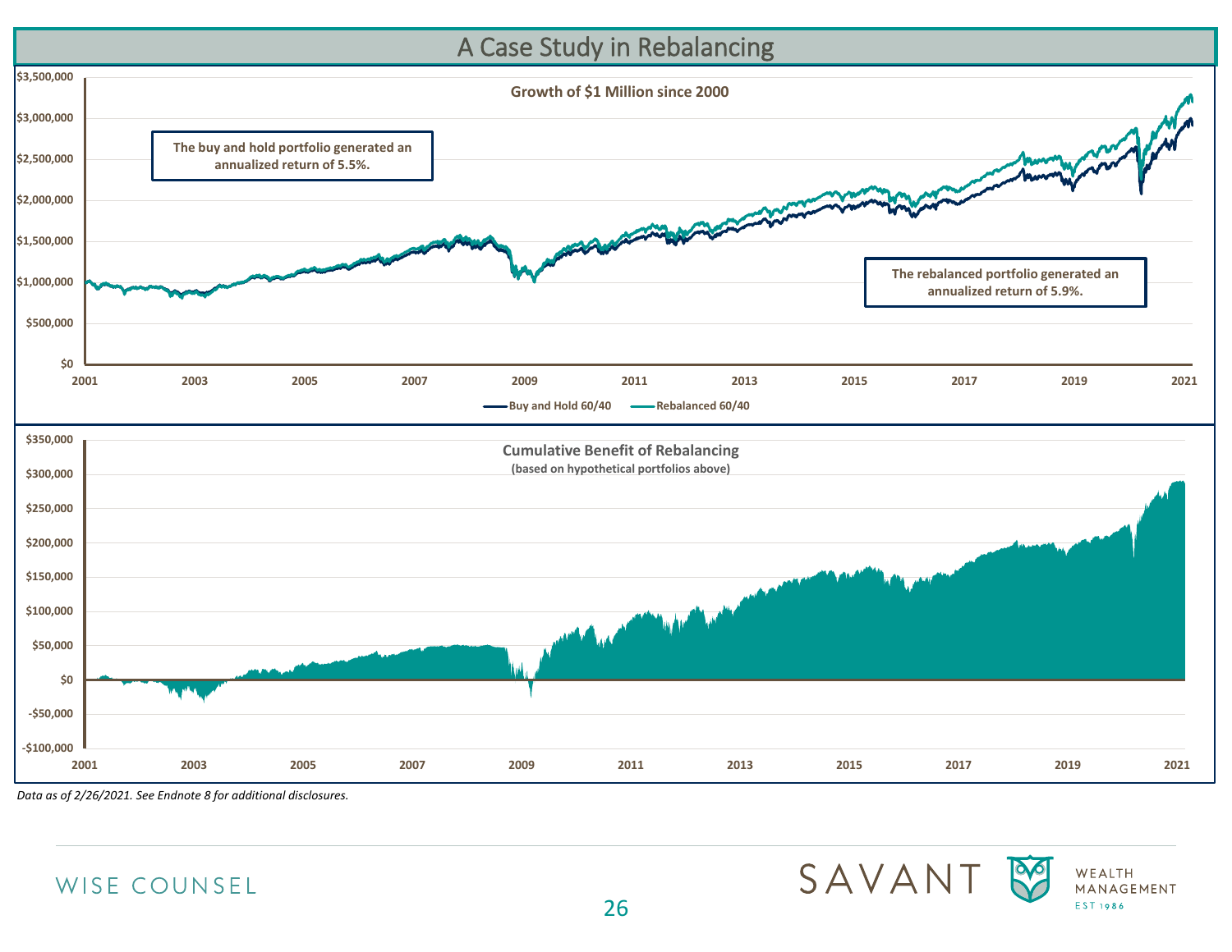# A Case Study in Rebalancing

**Growth of $1 Million since 2000**

**The buy and hold portfolio generated an annualized return of 5.5%.**

**The rebalanced portfolio generated an annualized return of 5.9%.**

Buy and Hold 60/40 — Rebalanced 60/40

**Cumulative Benefit of Rebalancing**
**(based on hypothetical portfolios above)**

*Data as of 2/26/2021. See Endnote 8 for additional disclosures.*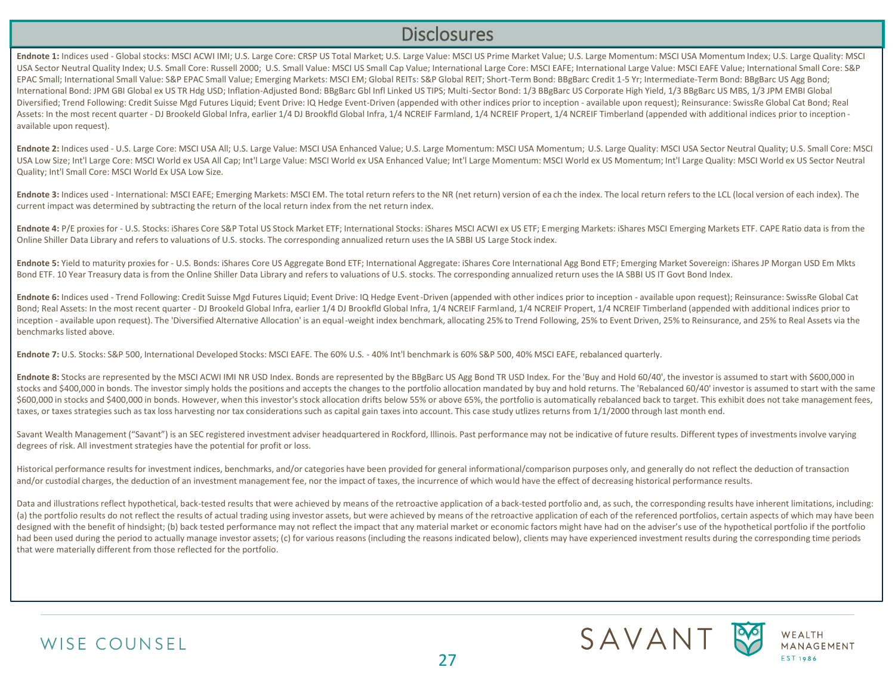# Disclosures

**Endnote 1:** Indices used - Global stocks: MSCI ACWI IMI; U.S. Large Core: CRSP US Total Market; U.S. Large Value: MSCI US Prime Market Value; U.S. Large Momentum: MSCI USA Momentum Index; U.S. Large Quality: MSCI USA Sector Neutral Quality Index; U.S. Small Core: Russell 2000; U.S. Small Value: MSCI US Small Cap Value; International Large Core: MSCI EAFE; International Large Value: MSCI EAFE Value; International Small Core: S&P EPAC Small; International Small Value: S&P EPAC Small Value; Emerging Markets: MSCI EM; Global REITs: S&P Global REIT; Short-Term Bond: BBgBarc Credit 1-5 Yr; Intermediate-Term Bond: BBgBarc US Agg Bond; International Bond: JPM GBI Global ex US TR Hdg USD; Inflation-Adjusted Bond: BBgBarc Gbl Infl Linked US TIPS; Multi-Sector Bond: 1/3 BBgBarc US Corporate High Yield, 1/3 BBgBarc US MBS, 1/3 JPM EMBI Global Diversified; Trend Following: Credit Suisse Mgd Futures Liquid; Event Drive: IQ Hedge Event-Driven (appended with other indices prior to inception - available upon request); Reinsurance: SwissRe Global Cat Bond; Real Assets: In the most recent quarter - DJ Brookeld Global Infra, earlier 1/4 DJ Brookfld Global Infra, 1/4 NCREIF Farmland, 1/4 NCREIF Propert, 1/4 NCREIF Timberland (appended with additional indices prior to inception - available upon request).

**Endnote 2:** Indices used - U.S. Large Core: MSCI USA All; U.S. Large Value: MSCI USA Enhanced Value; U.S. Large Momentum: MSCI USA Momentum; U.S. Large Quality: MSCI USA Sector Neutral Quality; U.S. Small Core: MSCI USA Low Size; Int'l Large Core: MSCI World ex USA All Cap; Int'l Large Value: MSCI World ex USA Enhanced Value; Int'l Large Momentum: MSCI World ex US Momentum; Int'l Large Quality: MSCI World ex US Sector Neutral Quality; Int'l Small Core: MSCI World Ex USA Low Size.

**Endnote 3:** Indices used - International: MSCI EAFE; Emerging Markets: MSCI EM. The total return refers to the NR (net return) version of ea ch the index. The local return refers to the LCL (local version of each index). The current impact was determined by subtracting the return of the local return index from the net return index.

**Endnote 4:** P/E proxies for - U.S. Stocks: iShares Core S&P Total US Stock Market ETF; International Stocks: iShares MSCI ACWI ex US ETF; E merging Markets: iShares MSCI Emerging Markets ETF. CAPE Ratio data is from the Online Shiller Data Library and refers to valuations of U.S. stocks. The corresponding annualized return uses the IA SBBI US Large Stock index.

**Endnote 5:** Yield to maturity proxies for - U.S. Bonds: iShares Core US Aggregate Bond ETF; International Aggregate: iShares Core International Agg Bond ETF; Emerging Market Sovereign: iShares JP Morgan USD Em Mkts Bond ETF. 10 Year Treasury data is from the Online Shiller Data Library and refers to valuations of U.S. stocks. The corresponding annualized return uses the IA SBBI US IT Govt Bond Index.

**Endnote 6:** Indices used - Trend Following: Credit Suisse Mgd Futures Liquid; Event Drive: IQ Hedge Event-Driven (appended with other indices prior to inception - available upon request); Reinsurance: SwissRe Global Cat Bond; Real Assets: In the most recent quarter - DJ Brookeld Global Infra, earlier 1/4 DJ Brookfld Global Infra, 1/4 NCREIF Farmland, 1/4 NCREIF Propert, 1/4 NCREIF Timberland (appended with additional indices prior to inception - available upon request). The 'Diversified Alternative Allocation' is an equal-weight index benchmark, allocating 25% to Trend Following, 25% to Event Driven, 25% to Reinsurance, and 25% to Real Assets via the benchmarks listed above.

**Endnote 7:** U.S. Stocks: S&P 500, International Developed Stocks: MSCI EAFE. The 60% U.S. - 40% Int'l benchmark is 60% S&P 500, 40% MSCI EAFE, rebalanced quarterly.

**Endnote 8:** Stocks are represented by the MSCI ACWI IMI NR USD Index. Bonds are represented by the BBgBarc US Agg Bond TR USD Index. For the 'Buy and Hold 60/40', the investor is assumed to start with $600,000 in stocks and $400,000 in bonds. The investor simply holds the positions and accepts the changes to the portfolio allocation mandated by buy and hold returns. The 'Rebalanced 60/40' investor is assumed to start with the same $600,000 in stocks and $400,000 in bonds. However, when this investor's stock allocation drifts below 55% or above 65%, the portfolio is automatically rebalanced back to target. This exhibit does not take management fees, taxes, or taxes strategies such as tax loss harvesting nor tax considerations such as capital gain taxes into account. This case study utlizes returns from 1/1/2000 through last month end.

Savant Wealth Management ("Savant") is an SEC registered investment adviser headquartered in Rockford, Illinois. Past performance may not be indicative of future results. Different types of investments involve varying degrees of risk. All investment strategies have the potential for profit or loss.

Historical performance results for investment indices, benchmarks, and/or categories have been provided for general informational/comparison purposes only, and generally do not reflect the deduction of transaction and/or custodial charges, the deduction of an investment management fee, nor the impact of taxes, the incurrence of which would have the effect of decreasing historical performance results.

Data and illustrations reflect hypothetical, back-tested results that were achieved by means of the retroactive application of a back-tested portfolio and, as such, the corresponding results have inherent limitations, including: (a) the portfolio results do not reflect the results of actual trading using investor assets, but were achieved by means of the retroactive application of each of the referenced portfolios, certain aspects of which may have been designed with the benefit of hindsight; (b) back tested performance may not reflect the impact that any material market or economic factors might have had on the adviser's use of the hypothetical portfolio if the portfolio had been used during the period to actually manage investor assets; (c) for various reasons (including the reasons indicated below), clients may have experienced investment results during the corresponding time periods that were materially different from those reflected for the portfolio.